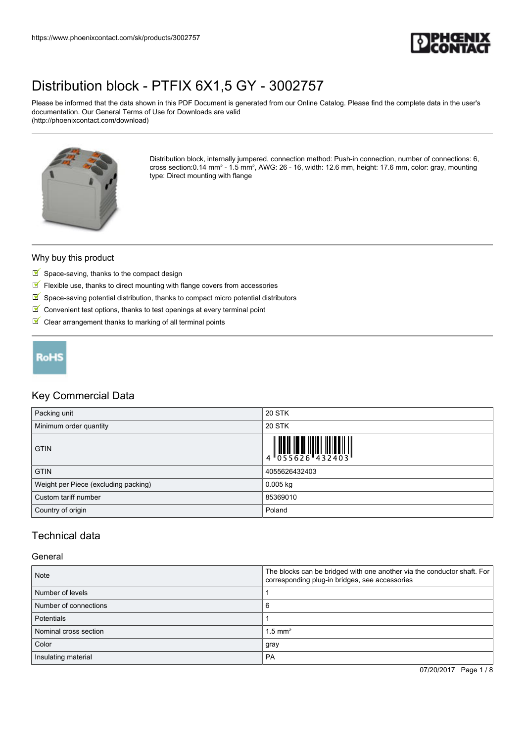https://www.phoenixcontact.com/sk/products/3002757

# Distribution block - PTFIX 6X1,5 GY - 3002757

Please be informed that the data shown in this PDF Document is generated from our Online Catalog. Please find the complete data in the user's documentation. Our General Terms of Use for Downloads are valid (http://phoenixcontact.com/download)

Distribution block, internally jumpered, connection method: Push-in connection, number of connections: 6, cross section:0.14 mm² - 1.5 mm², AWG: 26 - 16, width: 12.6 mm, height: 17.6 mm, color: gray, mounting type: Direct mounting with flange

### Why buy this product

- Space-saving, thanks to the compact design
- Flexible use, thanks to direct mounting with flange covers from accessories
- Space-saving potential distribution, thanks to compact micro potential distributors
- Convenient test options, thanks to test openings at every terminal point
- Clear arrangement thanks to marking of all terminal points

RoHS

## Key Commercial Data

| | |
|---|---|
| Packing unit | 20 STK |
| Minimum order quantity | 20 STK |
| GTIN | 4 055626 432403 |
| GTIN | 4055626432403 |
| Weight per Piece (excluding packing) | 0.005 kg |
| Custom tariff number | 85369010 |
| Country of origin | Poland |

## Technical data

### General

| | |
|---|---|
| Note | The blocks can be bridged with one another via the conductor shaft. For corresponding plug-in bridges, see accessories |
| Number of levels | 1 |
| Number of connections | 6 |
| Potentials | 1 |
| Nominal cross section | 1.5 mm² |
| Color | gray |
| Insulating material | PA |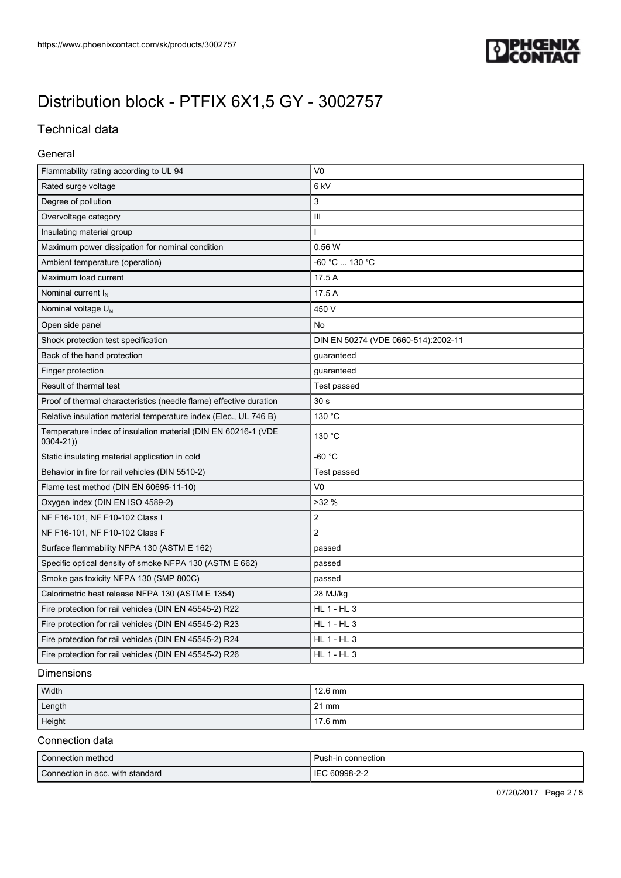# Distribution block - PTFIX 6X1,5 GY - 3002757

## Technical data

### General

| | |
|---|---|
| Flammability rating according to UL 94 | V0 |
| Rated surge voltage | 6 kV |
| Degree of pollution | 3 |
| Overvoltage category | III |
| Insulating material group | I |
| Maximum power dissipation for nominal condition | 0.56 W |
| Ambient temperature (operation) | -60 °C ... 130 °C |
| Maximum load current | 17.5 A |
| Nominal current $I_N$ | 17.5 A |
| Nominal voltage $U_N$ | 450 V |
| Open side panel | No |
| Shock protection test specification | DIN EN 50274 (VDE 0660-514):2002-11 |
| Back of the hand protection | guaranteed |
| Finger protection | guaranteed |
| Result of thermal test | Test passed |
| Proof of thermal characteristics (needle flame) effective duration | 30 s |
| Relative insulation material temperature index (Elec., UL 746 B) | 130 °C |
| Temperature index of insulation material (DIN EN 60216-1 (VDE 0304-21)) | 130 °C |
| Static insulating material application in cold | -60 °C |
| Behavior in fire for rail vehicles (DIN 5510-2) | Test passed |
| Flame test method (DIN EN 60695-11-10) | V0 |
| Oxygen index (DIN EN ISO 4589-2) | >32 % |
| NF F16-101, NF F10-102 Class I | 2 |
| NF F16-101, NF F10-102 Class F | 2 |
| Surface flammability NFPA 130 (ASTM E 162) | passed |
| Specific optical density of smoke NFPA 130 (ASTM E 662) | passed |
| Smoke gas toxicity NFPA 130 (SMP 800C) | passed |
| Calorimetric heat release NFPA 130 (ASTM E 1354) | 28 MJ/kg |
| Fire protection for rail vehicles (DIN EN 45545-2) R22 | HL 1 - HL 3 |
| Fire protection for rail vehicles (DIN EN 45545-2) R23 | HL 1 - HL 3 |
| Fire protection for rail vehicles (DIN EN 45545-2) R24 | HL 1 - HL 3 |
| Fire protection for rail vehicles (DIN EN 45545-2) R26 | HL 1 - HL 3 |

### Dimensions

| | |
|---|---|
| Width | 12.6 mm |
| Length | 21 mm |
| Height | 17.6 mm |

### Connection data

| | |
|---|---|
| Connection method | Push-in connection |
| Connection in acc. with standard | IEC 60998-2-2 |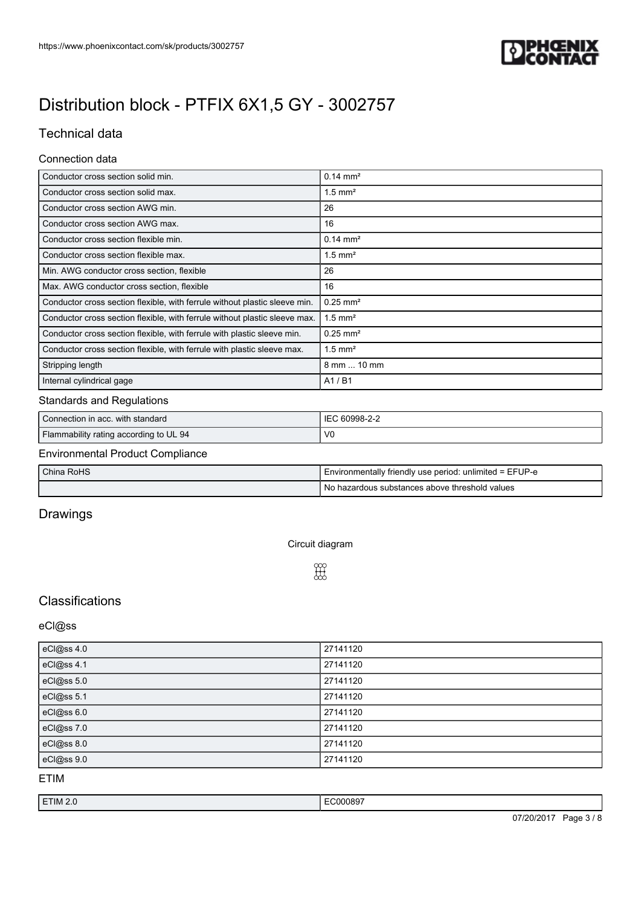# Distribution block - PTFIX 6X1,5 GY - 3002757

## Technical data

### Connection data

| | |
|---|---|
| Conductor cross section solid min. | 0.14 mm² |
| Conductor cross section solid max. | 1.5 mm² |
| Conductor cross section AWG min. | 26 |
| Conductor cross section AWG max. | 16 |
| Conductor cross section flexible min. | 0.14 mm² |
| Conductor cross section flexible max. | 1.5 mm² |
| Min. AWG conductor cross section, flexible | 26 |
| Max. AWG conductor cross section, flexible | 16 |
| Conductor cross section flexible, with ferrule without plastic sleeve min. | 0.25 mm² |
| Conductor cross section flexible, with ferrule without plastic sleeve max. | 1.5 mm² |
| Conductor cross section flexible, with ferrule with plastic sleeve min. | 0.25 mm² |
| Conductor cross section flexible, with ferrule with plastic sleeve max. | 1.5 mm² |
| Stripping length | 8 mm ... 10 mm |
| Internal cylindrical gage | A1 / B1 |

### Standards and Regulations

| | |
|---|---|
| Connection in acc. with standard | IEC 60998-2-2 |
| Flammability rating according to UL 94 | V0 |

### Environmental Product Compliance

| | |
|---|---|
| China RoHS | Environmentally friendly use period: unlimited = EFUP-e |
| | No hazardous substances above threshold values |

## Drawings

Circuit diagram

## Classifications

### eCl@ss

| | |
|---|---|
| eCl@ss 4.0 | 27141120 |
| eCl@ss 4.1 | 27141120 |
| eCl@ss 5.0 | 27141120 |
| eCl@ss 5.1 | 27141120 |
| eCl@ss 6.0 | 27141120 |
| eCl@ss 7.0 | 27141120 |
| eCl@ss 8.0 | 27141120 |
| eCl@ss 9.0 | 27141120 |

### ETIM

| | |
|---|---|
| ETIM 2.0 | EC000897 |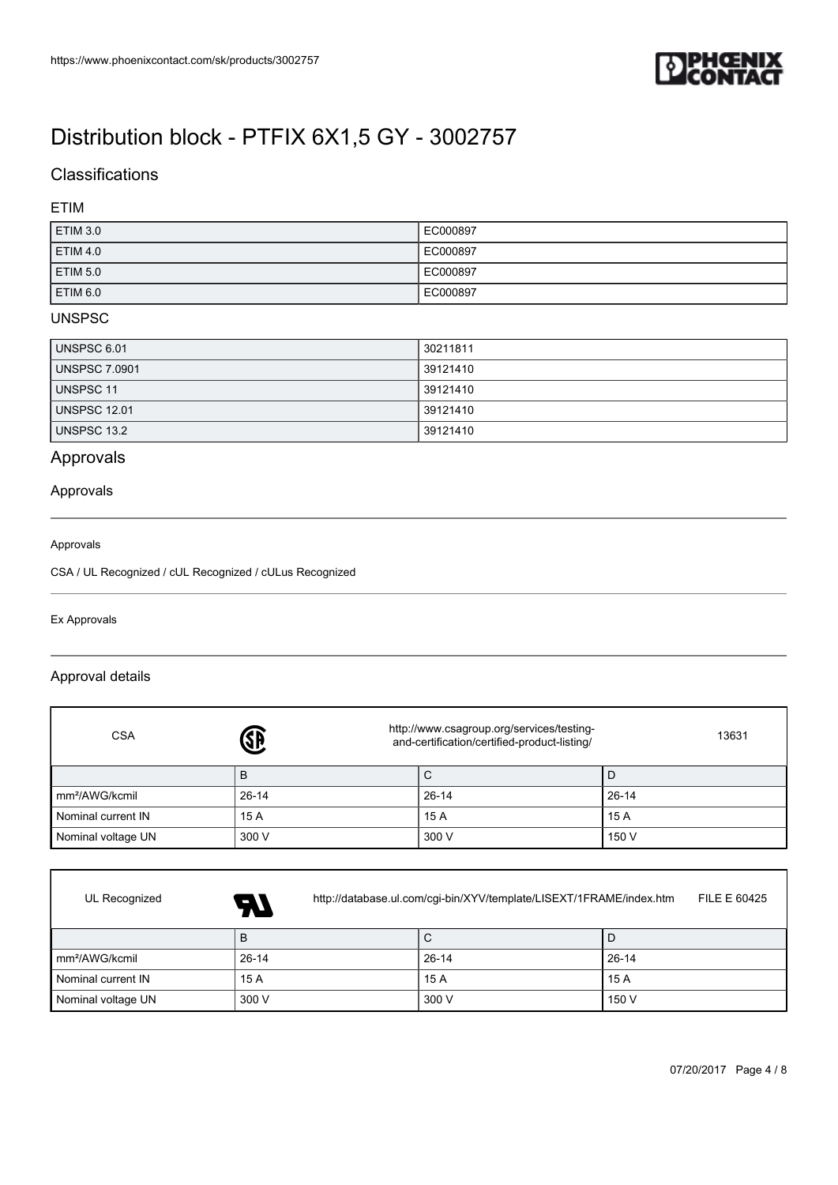# Distribution block - PTFIX 6X1,5 GY - 3002757

## Classifications

### ETIM

| ETIM 3.0 | EC000897 |
|---|---|
| ETIM 4.0 | EC000897 |
| ETIM 5.0 | EC000897 |
| ETIM 6.0 | EC000897 |

### UNSPSC

| UNSPSC 6.01 | 30211811 |
|---|---|
| UNSPSC 7.0901 | 39121410 |
| UNSPSC 11 | 39121410 |
| UNSPSC 12.01 | 39121410 |
| UNSPSC 13.2 | 39121410 |

## Approvals

### Approvals

Approvals

CSA / UL Recognized / cUL Recognized / cULus Recognized

Ex Approvals

### Approval details

| CSA | | http://www.csagroup.org/services/testing-and-certification/certified-product-listing/ | 13631 |
|---|---|---|---|
| | B | C | D |
| mm²/AWG/kcmil | 26-14 | 26-14 | 26-14 |
| Nominal current IN | 15 A | 15 A | 15 A |
| Nominal voltage UN | 300 V | 300 V | 150 V |

| UL Recognized | | http://database.ul.com/cgi-bin/XYV/template/LISEXT/1FRAME/index.htm | FILE E 60425 |
|---|---|---|---|
| | B | C | D |
| mm²/AWG/kcmil | 26-14 | 26-14 | 26-14 |
| Nominal current IN | 15 A | 15 A | 15 A |
| Nominal voltage UN | 300 V | 300 V | 150 V |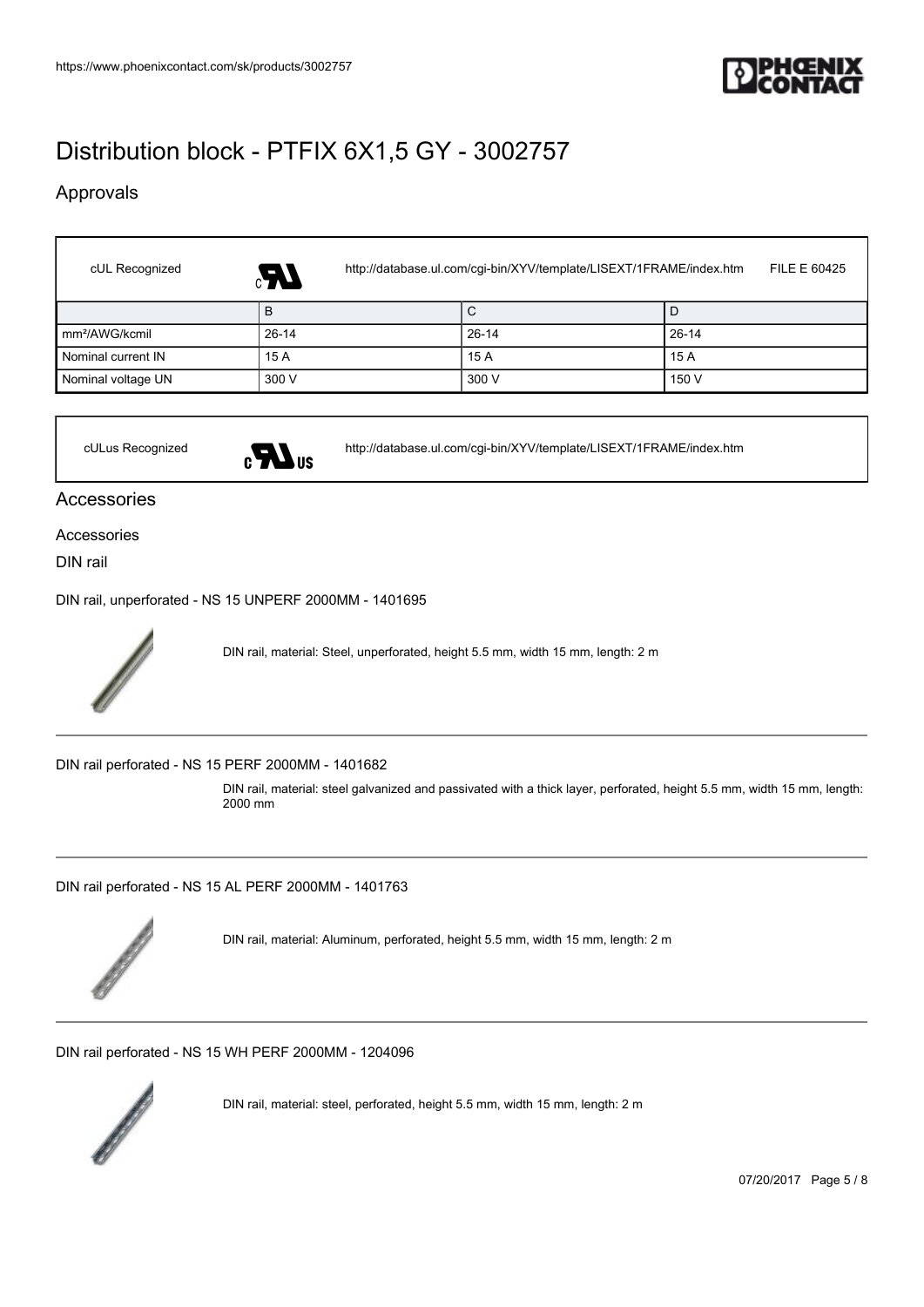# Distribution block - PTFIX 6X1,5 GY - 3002757

## Approvals

| cUL Recognized | | http://database.ul.com/cgi-bin/XYV/template/LISEXT/1FRAME/index.htm | FILE E 60425 |
|---|---|---|---|
| | B | C | D |
| mm²/AWG/kcmil | 26-14 | 26-14 | 26-14 |
| Nominal current IN | 15 A | 15 A | 15 A |
| Nominal voltage UN | 300 V | 300 V | 150 V |

cULus Recognized http://database.ul.com/cgi-bin/XYV/template/LISEXT/1FRAME/index.htm

## Accessories

Accessories

DIN rail

DIN rail, unperforated - NS 15 UNPERF 2000MM - 1401695

DIN rail, material: Steel, unperforated, height 5.5 mm, width 15 mm, length: 2 m

---

DIN rail perforated - NS 15 PERF 2000MM - 1401682

DIN rail, material: steel galvanized and passivated with a thick layer, perforated, height 5.5 mm, width 15 mm, length: 2000 mm

---

DIN rail perforated - NS 15 AL PERF 2000MM - 1401763

DIN rail, material: Aluminum, perforated, height 5.5 mm, width 15 mm, length: 2 m

---

DIN rail perforated - NS 15 WH PERF 2000MM - 1204096

DIN rail, material: steel, perforated, height 5.5 mm, width 15 mm, length: 2 m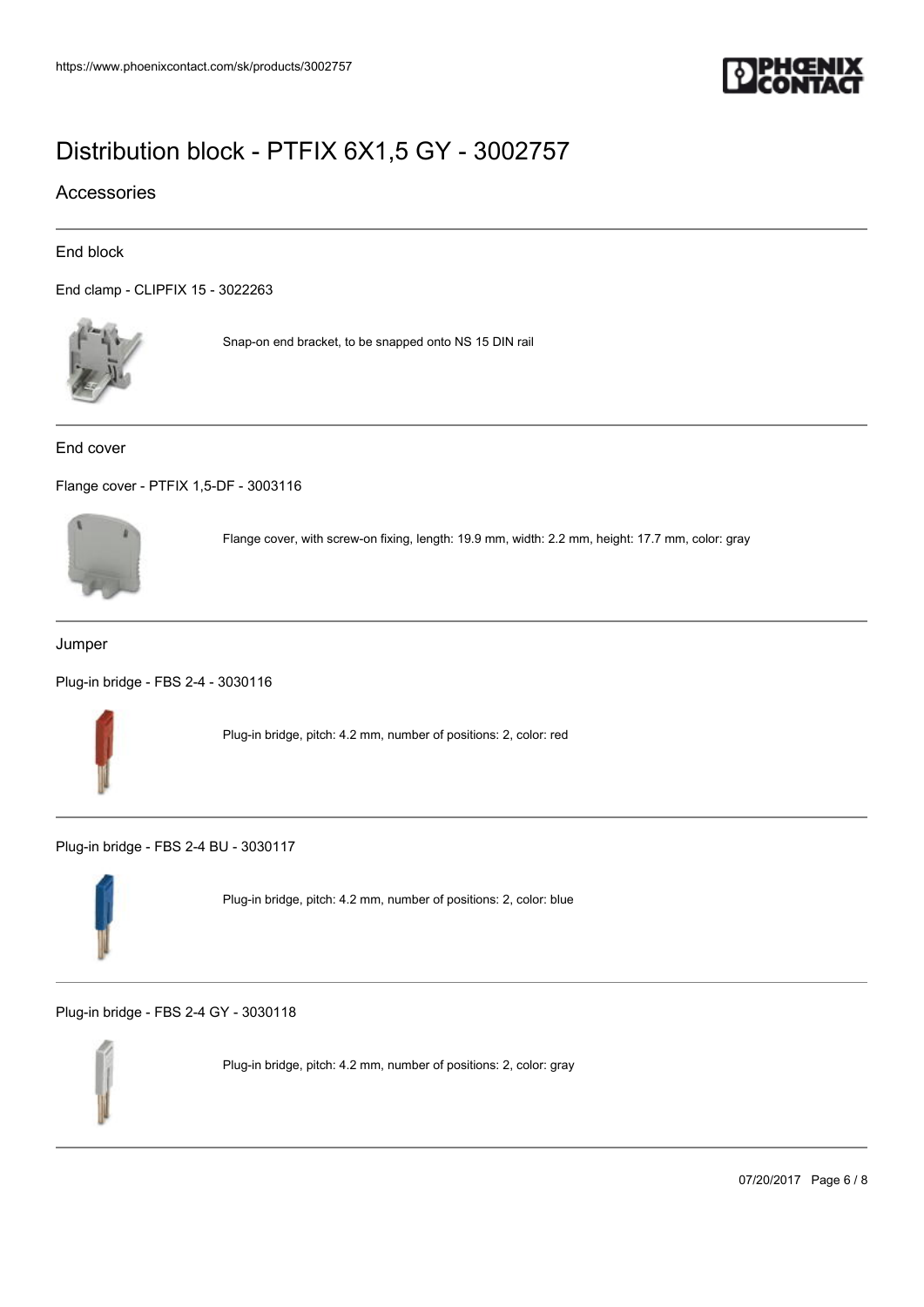# Distribution block - PTFIX 6X1,5 GY - 3002757

## Accessories

### End block

End clamp - CLIPFIX 15 - 3022263

Snap-on end bracket, to be snapped onto NS 15 DIN rail

### End cover

Flange cover - PTFIX 1,5-DF - 3003116

Flange cover, with screw-on fixing, length: 19.9 mm, width: 2.2 mm, height: 17.7 mm, color: gray

### Jumper

Plug-in bridge - FBS 2-4 - 3030116

Plug-in bridge, pitch: 4.2 mm, number of positions: 2, color: red

Plug-in bridge - FBS 2-4 BU - 3030117

Plug-in bridge, pitch: 4.2 mm, number of positions: 2, color: blue

Plug-in bridge - FBS 2-4 GY - 3030118

Plug-in bridge, pitch: 4.2 mm, number of positions: 2, color: gray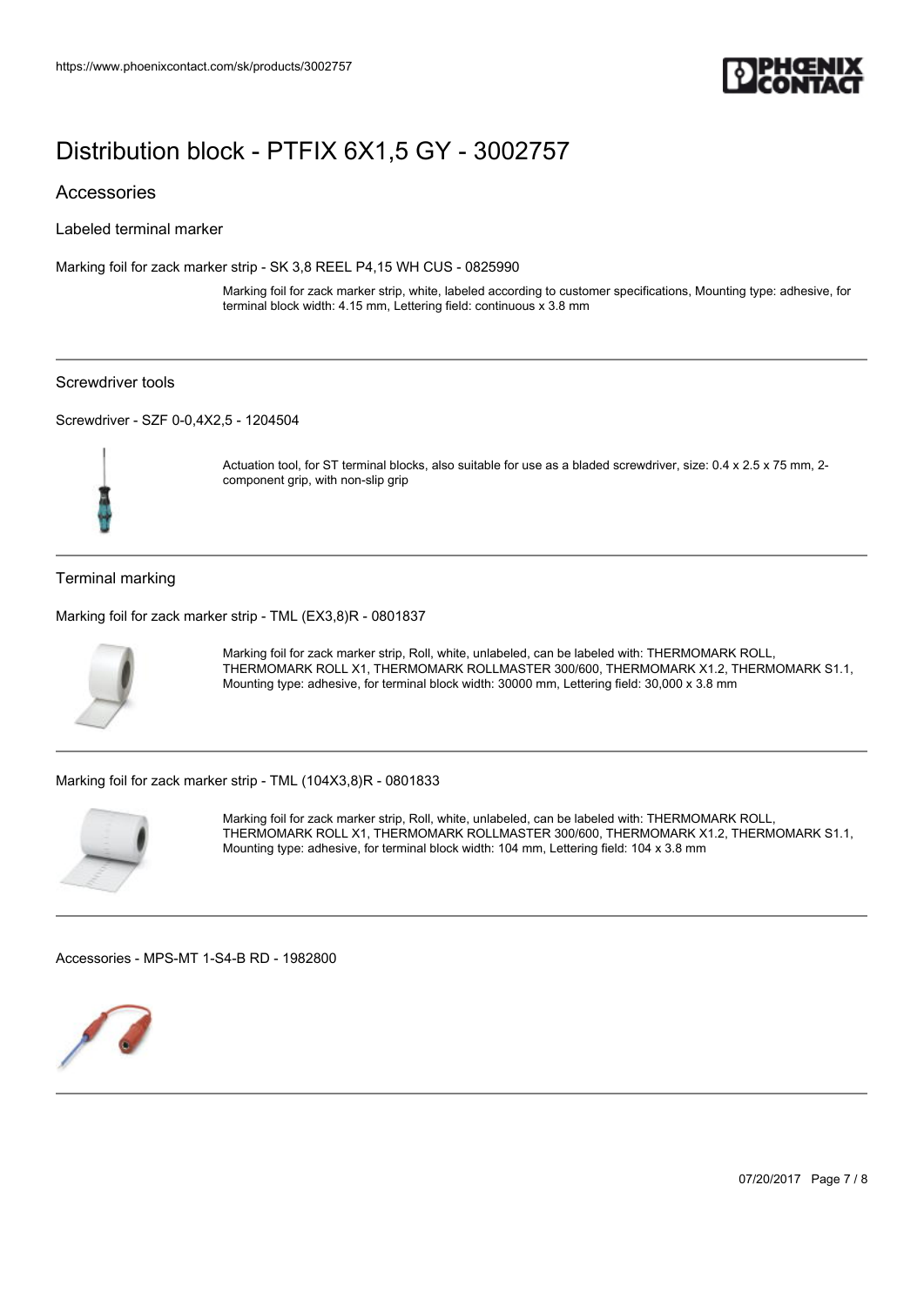# Distribution block - PTFIX 6X1,5 GY - 3002757

## Accessories

### Labeled terminal marker

Marking foil for zack marker strip - SK 3,8 REEL P4,15 WH CUS - 0825990

Marking foil for zack marker strip, white, labeled according to customer specifications, Mounting type: adhesive, for terminal block width: 4.15 mm, Lettering field: continuous x 3.8 mm

---

### Screwdriver tools

Screwdriver - SZF 0-0,4X2,5 - 1204504

Actuation tool, for ST terminal blocks, also suitable for use as a bladed screwdriver, size: 0.4 x 2.5 x 75 mm, 2-component grip, with non-slip grip

---

### Terminal marking

Marking foil for zack marker strip - TML (EX3,8)R - 0801837

Marking foil for zack marker strip, Roll, white, unlabeled, can be labeled with: THERMOMARK ROLL, THERMOMARK ROLL X1, THERMOMARK ROLLMASTER 300/600, THERMOMARK X1.2, THERMOMARK S1.1, Mounting type: adhesive, for terminal block width: 30000 mm, Lettering field: 30,000 x 3.8 mm

---

Marking foil for zack marker strip - TML (104X3,8)R - 0801833

Marking foil for zack marker strip, Roll, white, unlabeled, can be labeled with: THERMOMARK ROLL, THERMOMARK ROLL X1, THERMOMARK ROLLMASTER 300/600, THERMOMARK X1.2, THERMOMARK S1.1, Mounting type: adhesive, for terminal block width: 104 mm, Lettering field: 104 x 3.8 mm

---

Accessories - MPS-MT 1-S4-B RD - 1982800

---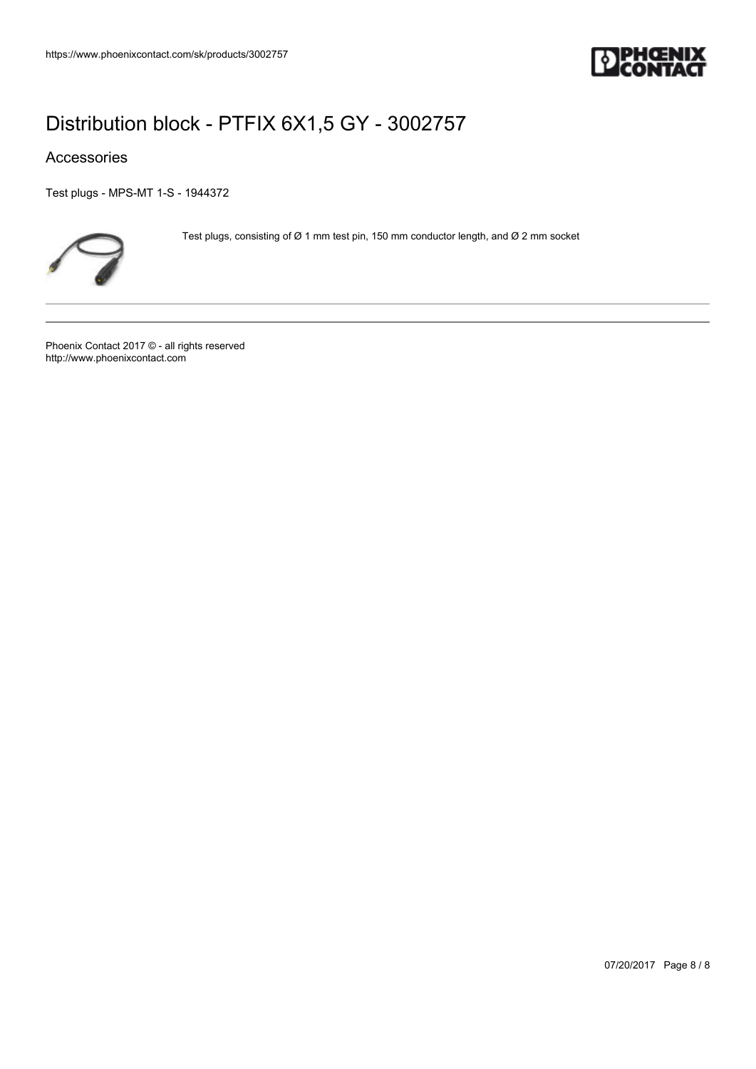# Distribution block - PTFIX 6X1,5 GY - 3002757

## Accessories

Test plugs - MPS-MT 1-S - 1944372

Test plugs, consisting of Ø 1 mm test pin, 150 mm conductor length, and Ø 2 mm socket

Phoenix Contact 2017 © - all rights reserved
http://www.phoenixcontact.com